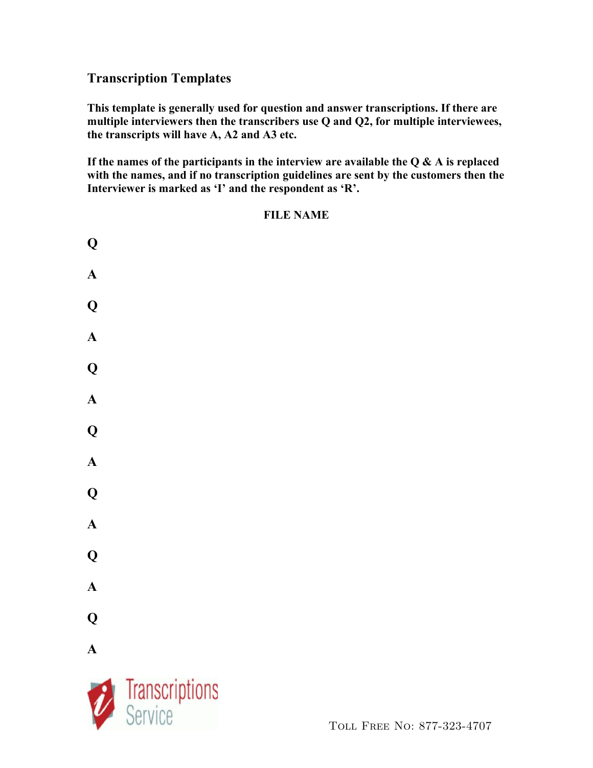## Transcription Templates

**This template is generally used for question and answer transcriptions. If there are multiple interviewers then the transcribers use Q and Q2, for multiple interviewees, the transcripts will have A, A2 and A3 etc.**

**If the names of the participants in the interview are available the Q & A is replaced with the names, and if no transcription guidelines are sent by the customers then the Interviewer is marked as 'I' and the respondent as 'R'.**

**FILE NAME**

**Q**

**A**

**Q**

**A**

**Q**

**A**

**Q**

**A**

**Q**

**A**

**Q**

**A**

**Q**

**A**

Transcriptions Service

Toll Free No: 877-323-4707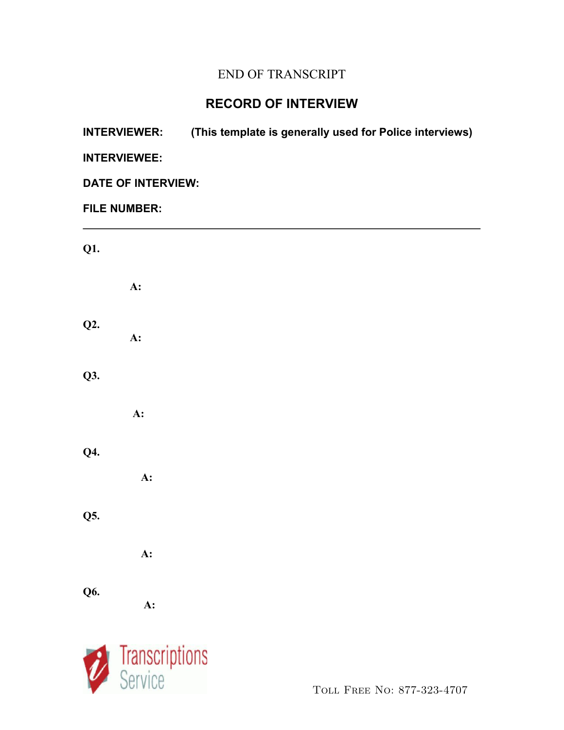END OF TRANSCRIPT

## RECORD OF INTERVIEW

**INTERVIEWER:** **(This template is generally used for Police interviews)**

**INTERVIEWEE:**

**DATE OF INTERVIEW:**

**FILE NUMBER:**

---

**Q1.**

**A:**

**Q2.**

**A:**

**Q3.**

**A:**

**Q4.**

**A:**

**Q5.**

**A:**

**Q6.**

**A:**

Transcriptions Service

Toll Free No: 877-323-4707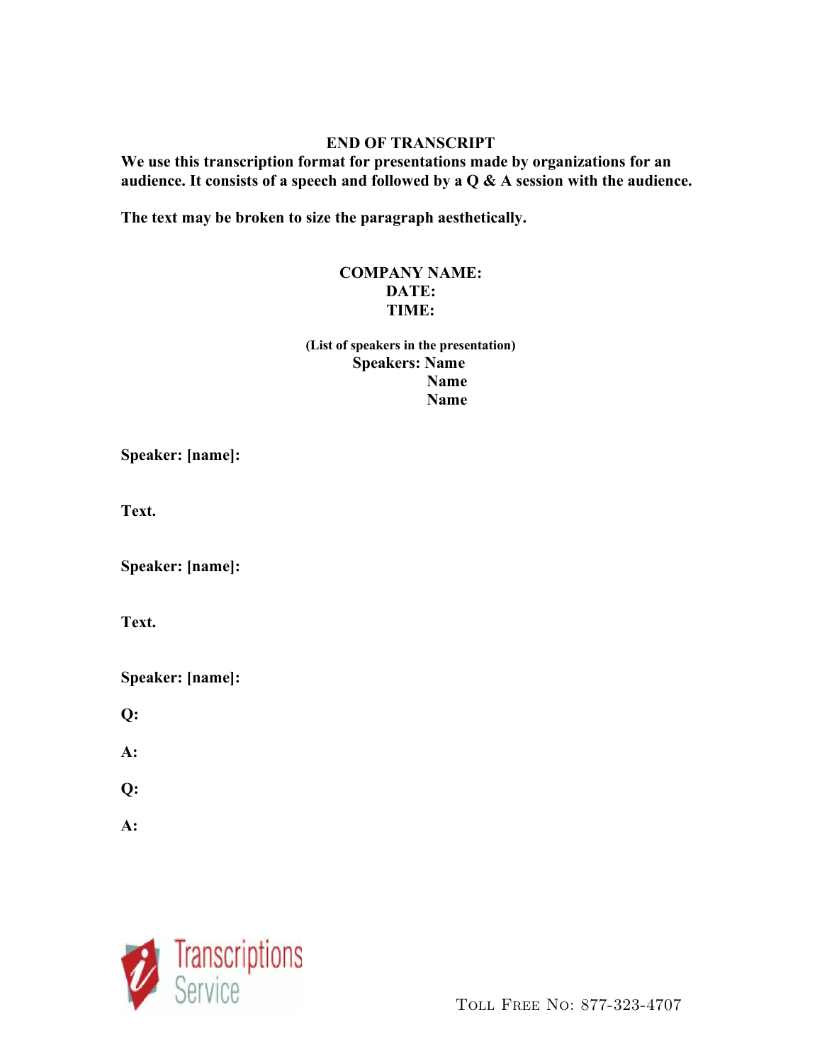**END OF TRANSCRIPT**

**We use this transcription format for presentations made by organizations for an audience. It consists of a speech and followed by a Q & A session with the audience.**

**The text may be broken to size the paragraph aesthetically.**

**COMPANY NAME:**
**DATE:**
**TIME:**

**(List of speakers in the presentation)**
**Speakers: Name**
**Name**
**Name**

**Speaker: [name]:**

**Text.**

**Speaker: [name]:**

**Text.**

**Speaker: [name]:**

**Q:**

**A:**

**Q:**

**A:**

Transcriptions Service

TOLL FREE NO: 877-323-4707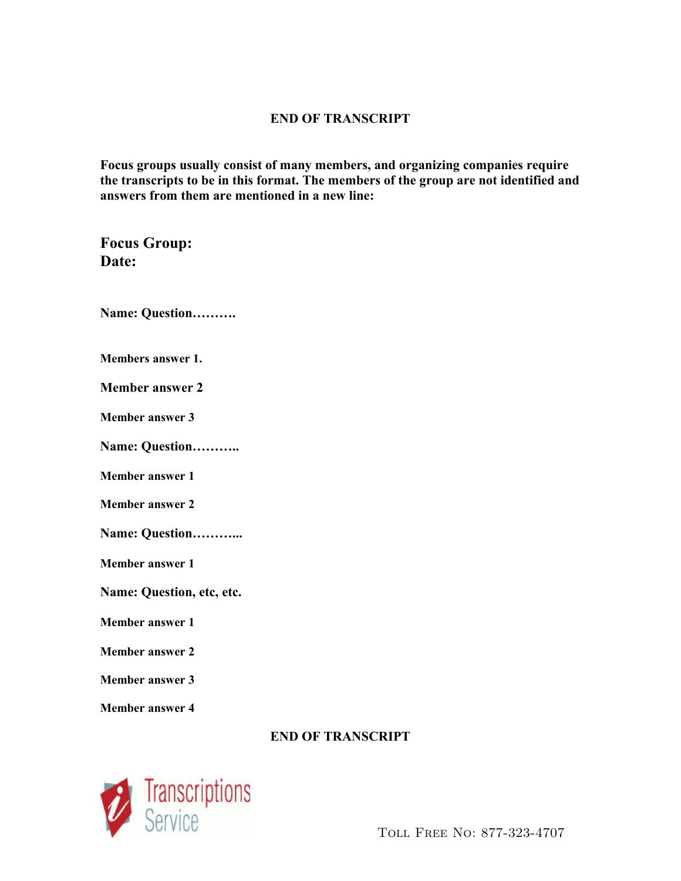**END OF TRANSCRIPT**

**Focus groups usually consist of many members, and organizing companies require the transcripts to be in this format. The members of the group are not identified and answers from them are mentioned in a new line:**

## Focus Group:
## Date:

**Name: Question……….**

**Members answer 1.**

**Member answer 2**

**Member answer 3**

**Name: Question………..**

**Member answer 1**

**Member answer 2**

**Name: Question………...**

**Member answer 1**

**Name: Question, etc, etc.**

**Member answer 1**

**Member answer 2**

**Member answer 3**

**Member answer 4**

**END OF TRANSCRIPT**

Transcriptions Service

Toll Free No: 877-323-4707